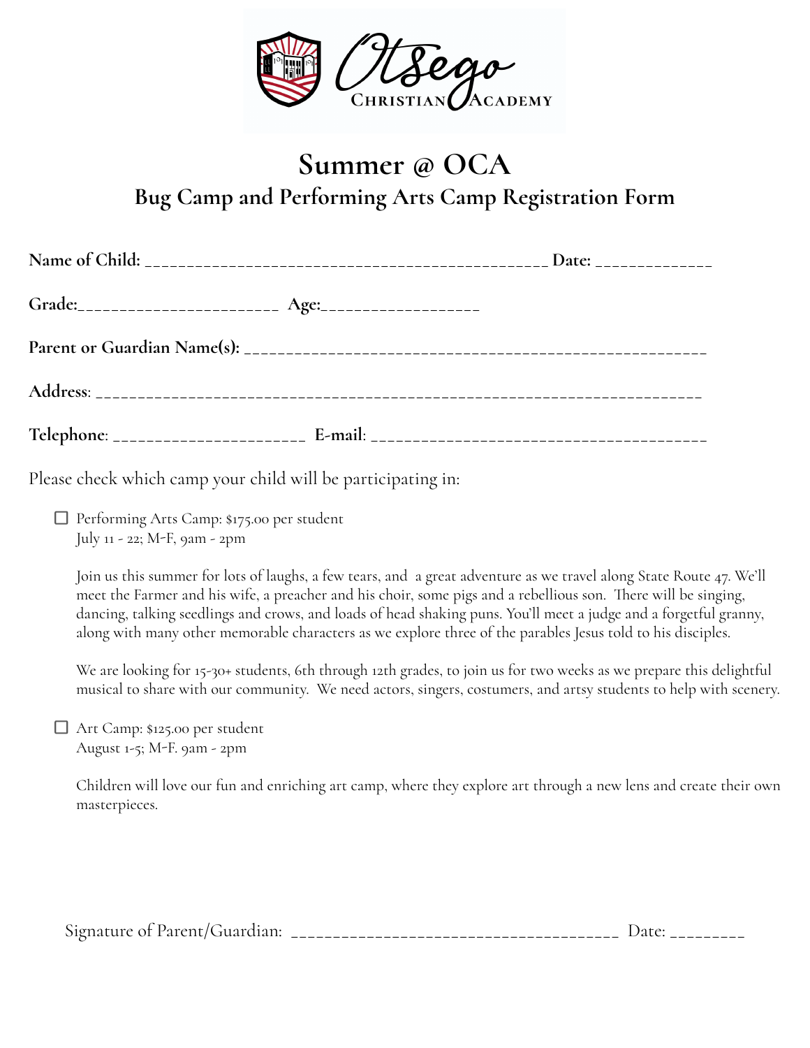Otsego Christian Academy

# Summer @ OCA

## Bug Camp and Performing Arts Camp Registration Form

**Name of Child:** _______________________________________________ **Date:** _____________

**Grade:**________________________ **Age:**__________________

**Parent or Guardian Name(s):** ______________________________________________________

**Address**: _______________________________________________________________________

**Telephone**: ______________________ **E-mail**: _______________________________________

Please check which camp your child will be participating in:

- ☐ Performing Arts Camp: $175.00 per student
  July 11 - 22; M-F, 9am - 2pm

  Join us this summer for lots of laughs, a few tears, and a great adventure as we travel along State Route 47. We'll meet the Farmer and his wife, a preacher and his choir, some pigs and a rebellious son. There will be singing, dancing, talking seedlings and crows, and loads of head shaking puns. You'll meet a judge and a forgetful granny, along with many other memorable characters as we explore three of the parables Jesus told to his disciples.

  We are looking for 15-30+ students, 6th through 12th grades, to join us for two weeks as we prepare this delightful musical to share with our community. We need actors, singers, costumers, and artsy students to help with scenery.

- ☐ Art Camp: $125.00 per student
  August 1-5; M-F. 9am - 2pm

  Children will love our fun and enriching art camp, where they explore art through a new lens and create their own masterpieces.

Signature of Parent/Guardian: ______________________________________ Date: ________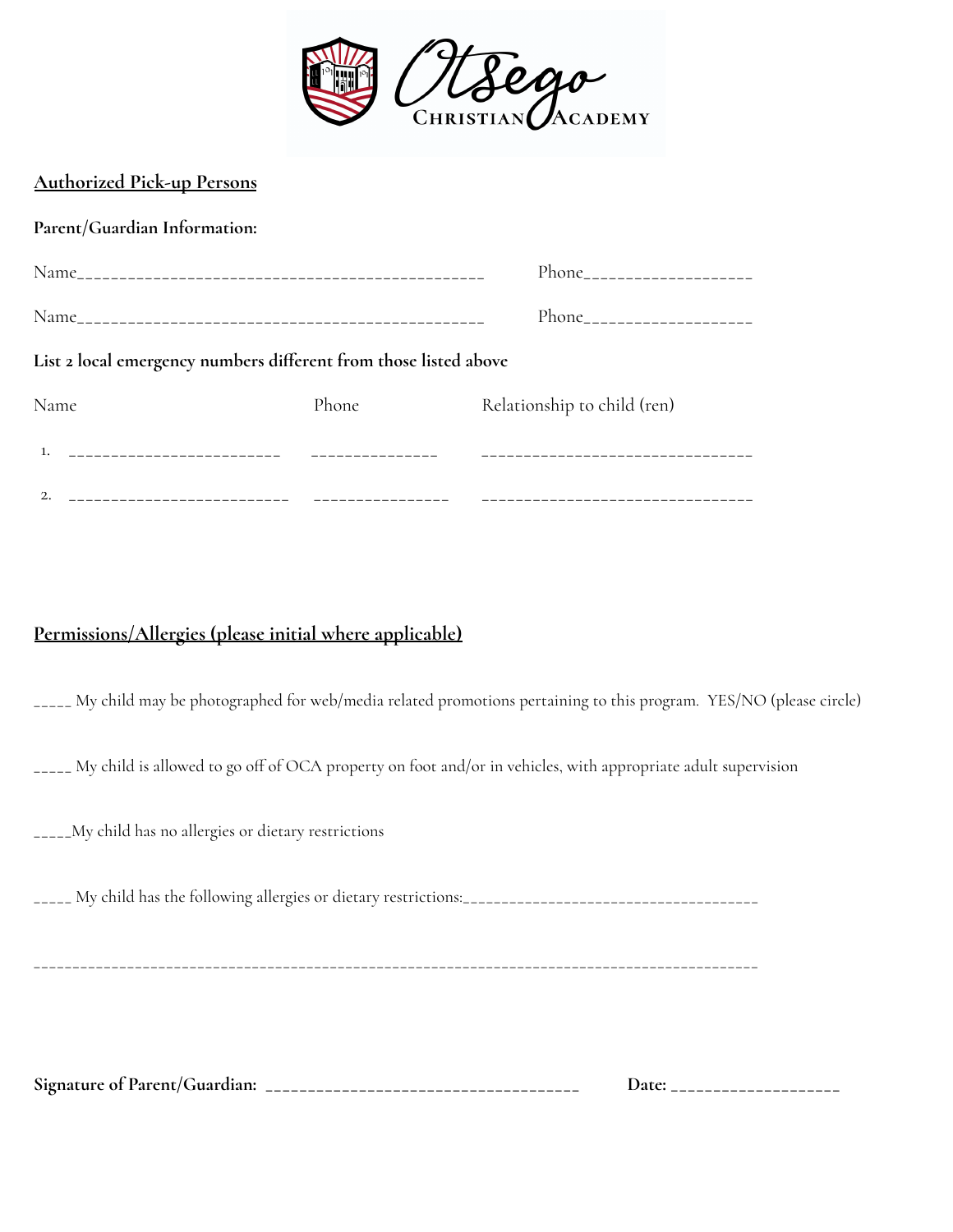Otsego Christian Academy

**Authorized Pick-up Persons**

**Parent/Guardian Information:**

Name________________________________________________ Phone___________________

Name________________________________________________ Phone___________________

**List 2 local emergency numbers different from those listed above**

| Name | Phone | Relationship to child (ren) |
|---|---|---|
| 1. _________________________ | _______________ | _______________________________ |
| 2. __________________________ | ________________ | _______________________________ |

**Permissions/Allergies (please initial where applicable)**

_____ My child may be photographed for web/media related promotions pertaining to this program. YES/NO (please circle)

_____ My child is allowed to go off of OCA property on foot and/or in vehicles, with appropriate adult supervision

_____My child has no allergies or dietary restrictions

_____ My child has the following allergies or dietary restrictions:____________________________________

_________________________________________________________________________________________

**Signature of Parent/Guardian:** ____________________________________ **Date:** ___________________